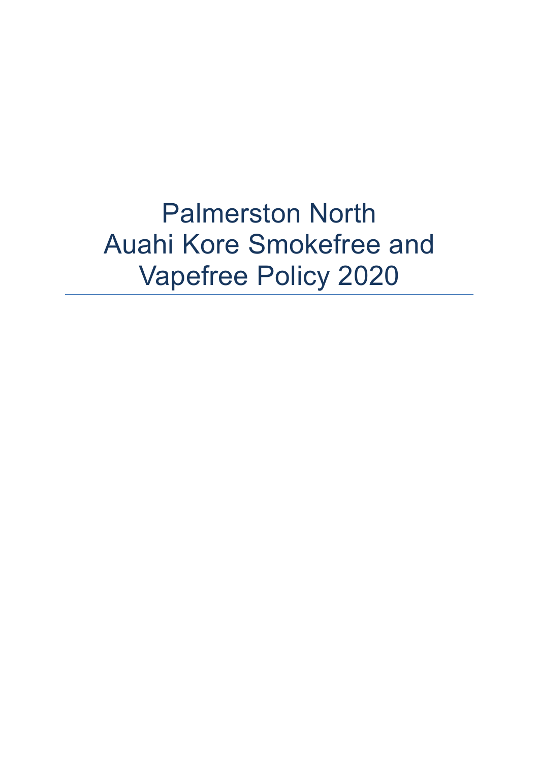# Palmerston North
# Auahi Kore Smokefree and Vapefree Policy 2020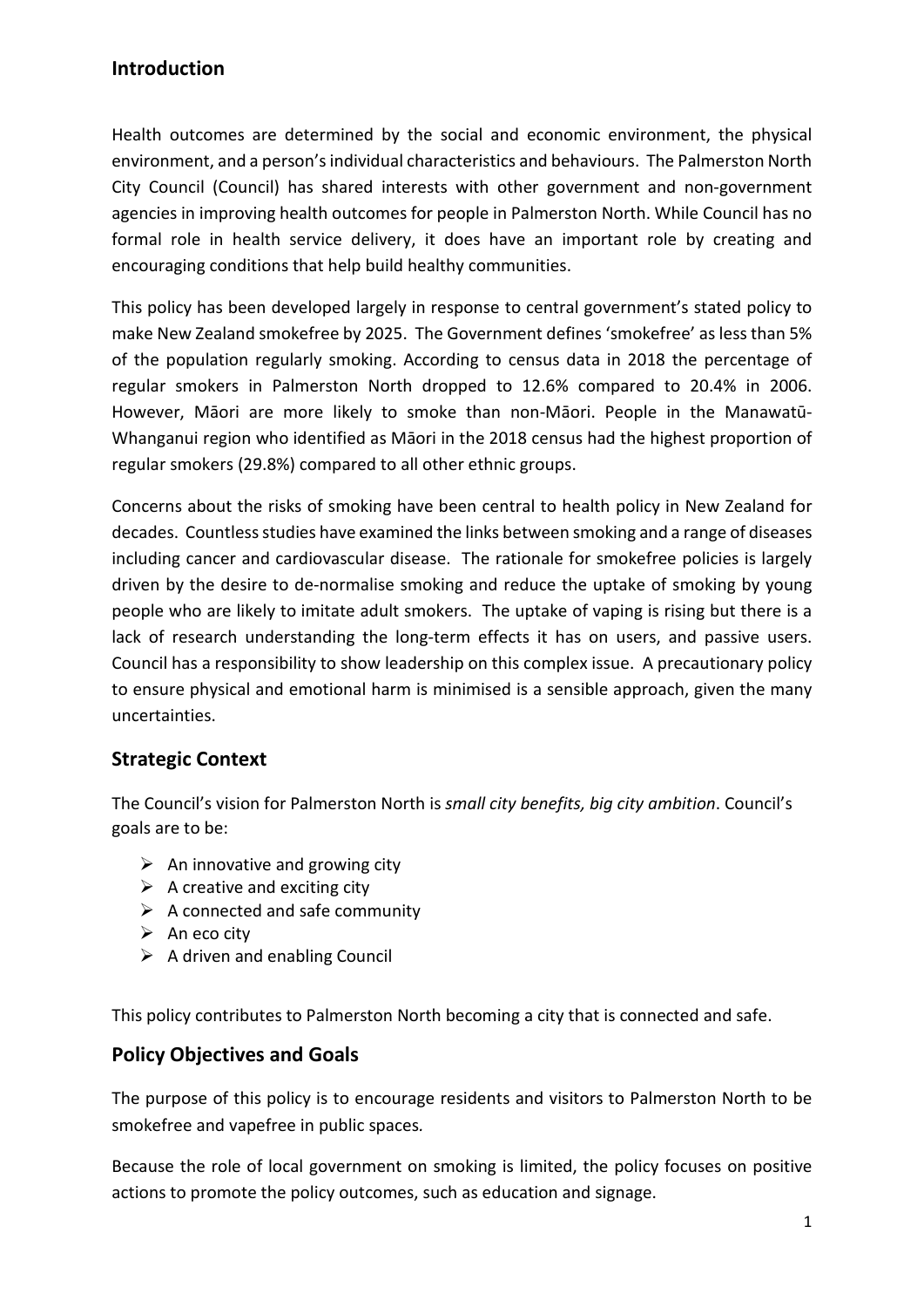## Introduction

Health outcomes are determined by the social and economic environment, the physical environment, and a person's individual characteristics and behaviours. The Palmerston North City Council (Council) has shared interests with other government and non-government agencies in improving health outcomes for people in Palmerston North. While Council has no formal role in health service delivery, it does have an important role by creating and encouraging conditions that help build healthy communities.

This policy has been developed largely in response to central government's stated policy to make New Zealand smokefree by 2025. The Government defines 'smokefree' as less than 5% of the population regularly smoking. According to census data in 2018 the percentage of regular smokers in Palmerston North dropped to 12.6% compared to 20.4% in 2006. However, Māori are more likely to smoke than non-Māori. People in the Manawatū-Whanganui region who identified as Māori in the 2018 census had the highest proportion of regular smokers (29.8%) compared to all other ethnic groups.

Concerns about the risks of smoking have been central to health policy in New Zealand for decades. Countless studies have examined the links between smoking and a range of diseases including cancer and cardiovascular disease. The rationale for smokefree policies is largely driven by the desire to de-normalise smoking and reduce the uptake of smoking by young people who are likely to imitate adult smokers. The uptake of vaping is rising but there is a lack of research understanding the long-term effects it has on users, and passive users. Council has a responsibility to show leadership on this complex issue. A precautionary policy to ensure physical and emotional harm is minimised is a sensible approach, given the many uncertainties.

## Strategic Context

The Council's vision for Palmerston North is *small city benefits, big city ambition*. Council's goals are to be:

- An innovative and growing city
- A creative and exciting city
- A connected and safe community
- An eco city
- A driven and enabling Council

This policy contributes to Palmerston North becoming a city that is connected and safe.

## Policy Objectives and Goals

The purpose of this policy is to encourage residents and visitors to Palmerston North to be smokefree and vapefree in public spaces.

Because the role of local government on smoking is limited, the policy focuses on positive actions to promote the policy outcomes, such as education and signage.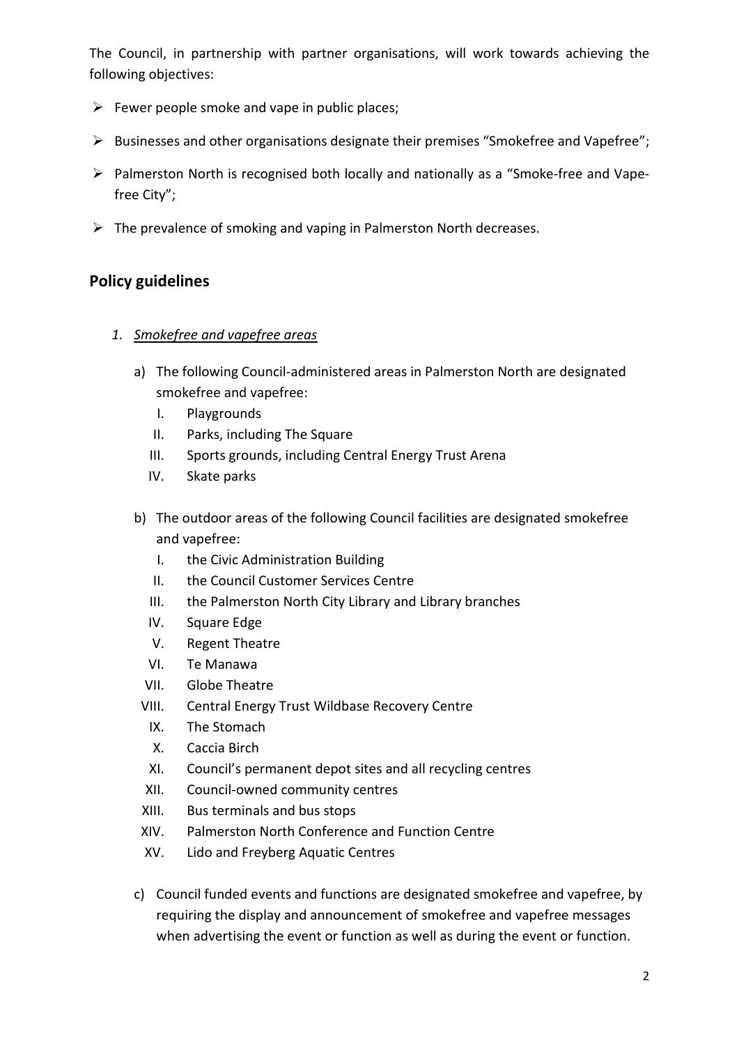The Council, in partnership with partner organisations, will work towards achieving the following objectives:

- Fewer people smoke and vape in public places;
- Businesses and other organisations designate their premises "Smokefree and Vapefree";
- Palmerston North is recognised both locally and nationally as a "Smoke-free and Vape-free City";
- The prevalence of smoking and vaping in Palmerston North decreases.

## Policy guidelines

1. *Smokefree and vapefree areas*

   a) The following Council-administered areas in Palmerston North are designated smokefree and vapefree:

      I. Playgrounds
      II. Parks, including The Square
      III. Sports grounds, including Central Energy Trust Arena
      IV. Skate parks

   b) The outdoor areas of the following Council facilities are designated smokefree and vapefree:

      I. the Civic Administration Building
      II. the Council Customer Services Centre
      III. the Palmerston North City Library and Library branches
      IV. Square Edge
      V. Regent Theatre
      VI. Te Manawa
      VII. Globe Theatre
      VIII. Central Energy Trust Wildbase Recovery Centre
      IX. The Stomach
      X. Caccia Birch
      XI. Council's permanent depot sites and all recycling centres
      XII. Council-owned community centres
      XIII. Bus terminals and bus stops
      XIV. Palmerston North Conference and Function Centre
      XV. Lido and Freyberg Aquatic Centres

   c) Council funded events and functions are designated smokefree and vapefree, by requiring the display and announcement of smokefree and vapefree messages when advertising the event or function as well as during the event or function.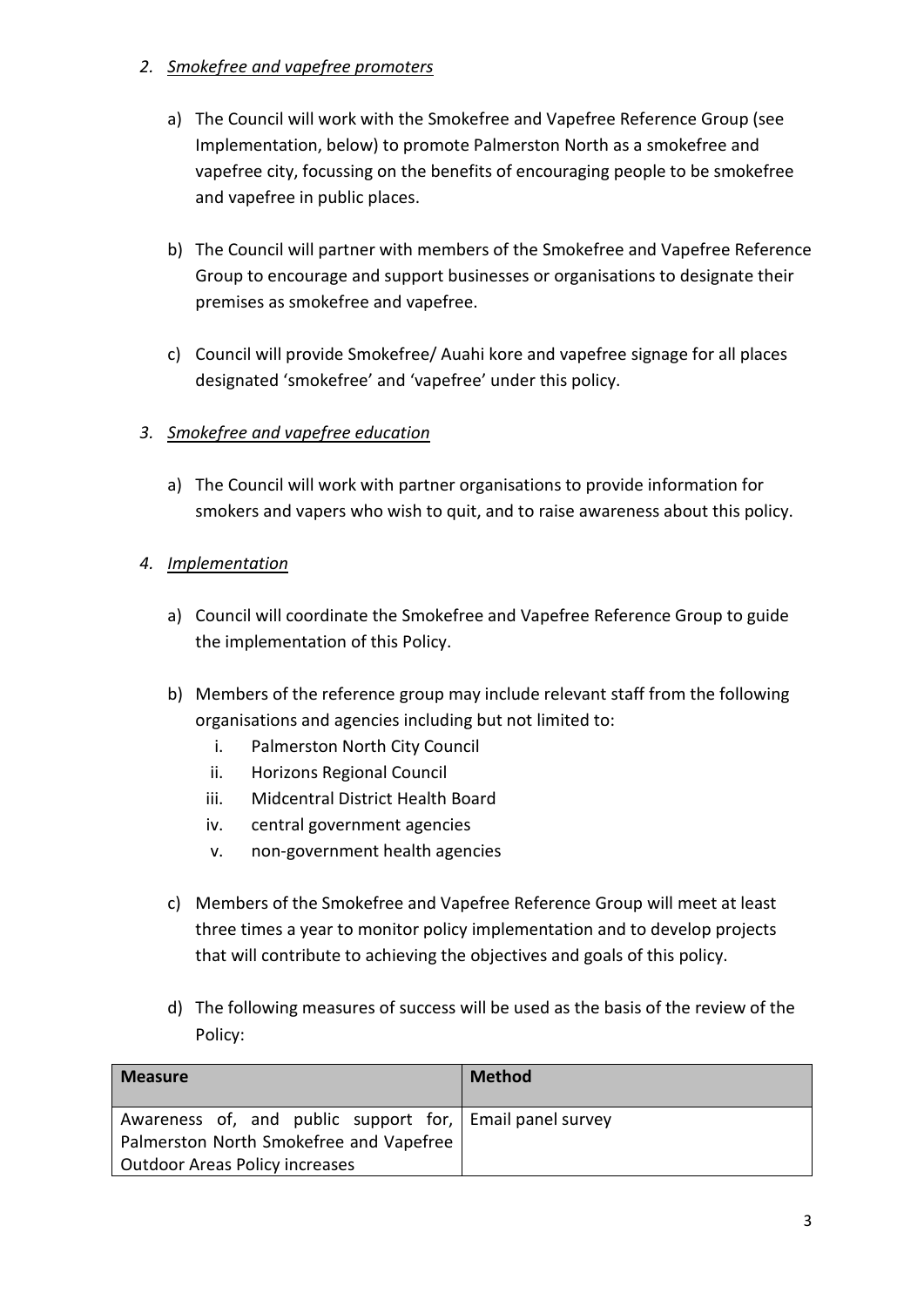*2. Smokefree and vapefree promoters*

a) The Council will work with the Smokefree and Vapefree Reference Group (see Implementation, below) to promote Palmerston North as a smokefree and vapefree city, focussing on the benefits of encouraging people to be smokefree and vapefree in public places.

b) The Council will partner with members of the Smokefree and Vapefree Reference Group to encourage and support businesses or organisations to designate their premises as smokefree and vapefree.

c) Council will provide Smokefree/ Auahi kore and vapefree signage for all places designated 'smokefree' and 'vapefree' under this policy.

*3. Smokefree and vapefree education*

a) The Council will work with partner organisations to provide information for smokers and vapers who wish to quit, and to raise awareness about this policy.

*4. Implementation*

a) Council will coordinate the Smokefree and Vapefree Reference Group to guide the implementation of this Policy.

b) Members of the reference group may include relevant staff from the following organisations and agencies including but not limited to:
   i. Palmerston North City Council
   ii. Horizons Regional Council
   iii. Midcentral District Health Board
   iv. central government agencies
   v. non-government health agencies

c) Members of the Smokefree and Vapefree Reference Group will meet at least three times a year to monitor policy implementation and to develop projects that will contribute to achieving the objectives and goals of this policy.

d) The following measures of success will be used as the basis of the review of the Policy:

| Measure | Method |
|---|---|
| Awareness of, and public support for, Palmerston North Smokefree and Vapefree Outdoor Areas Policy increases | Email panel survey |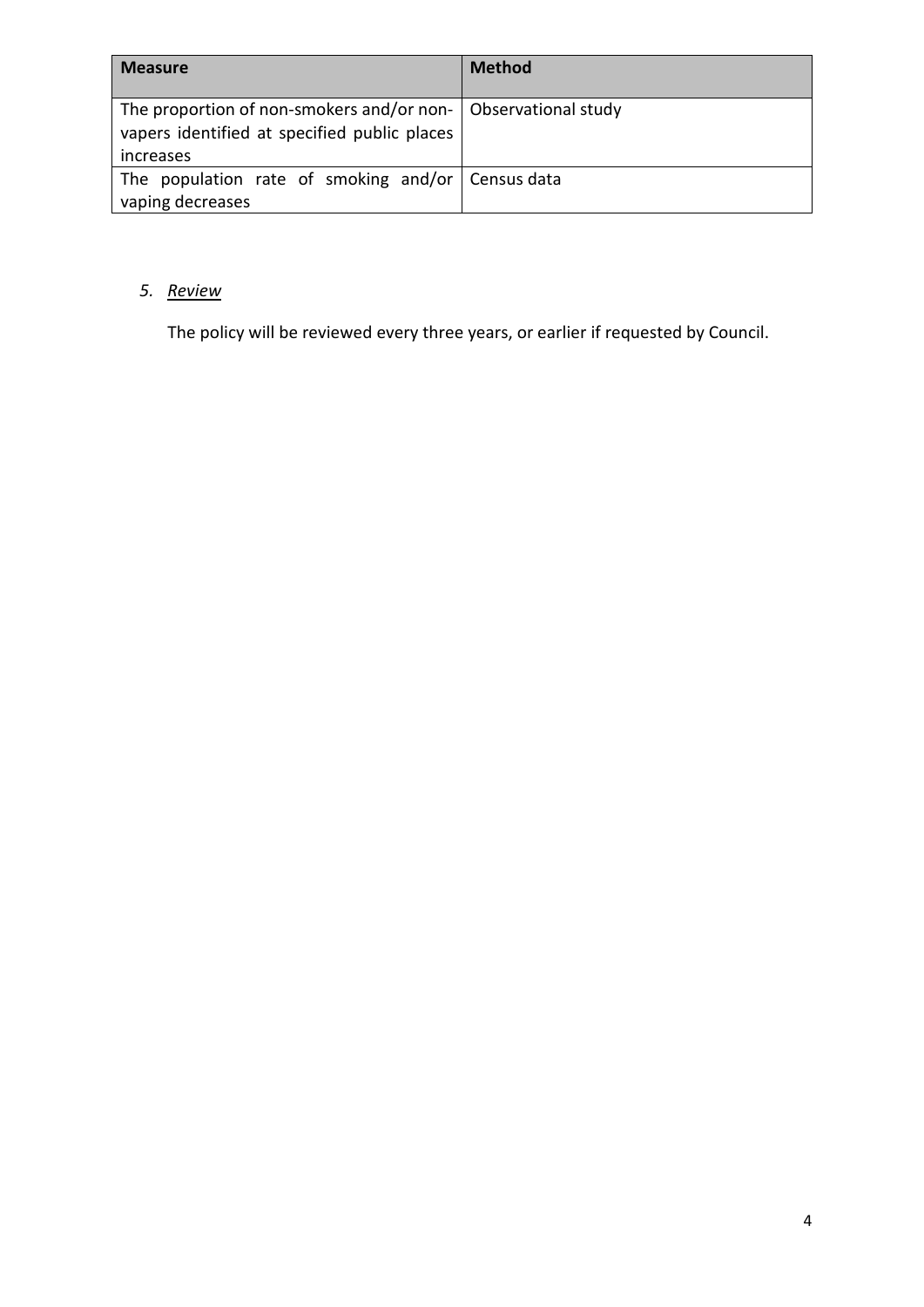| Measure | Method |
|---|---|
| The proportion of non-smokers and/or non-vapers identified at specified public places increases | Observational study |
| The population rate of smoking and/or vaping decreases | Census data |

### 5. *Review*

The policy will be reviewed every three years, or earlier if requested by Council.